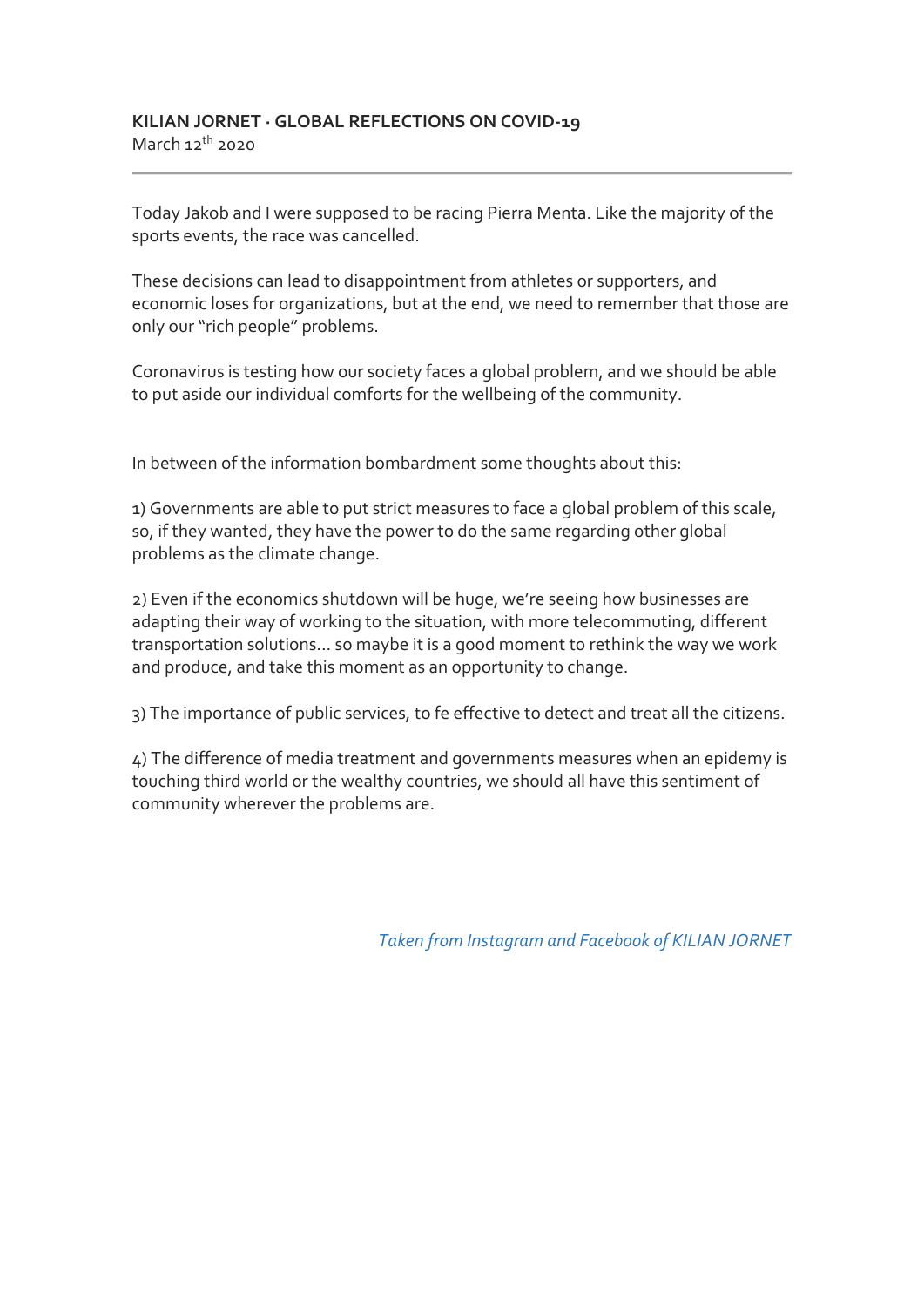**KILIAN JORNET · GLOBAL REFLECTIONS ON COVID-19**
March 12th 2020

---

Today Jakob and I were supposed to be racing Pierra Menta. Like the majority of the sports events, the race was cancelled.

These decisions can lead to disappointment from athletes or supporters, and economic loses for organizations, but at the end, we need to remember that those are only our "rich people" problems.

Coronavirus is testing how our society faces a global problem, and we should be able to put aside our individual comforts for the wellbeing of the community.

In between of the information bombardment some thoughts about this:

1) Governments are able to put strict measures to face a global problem of this scale, so, if they wanted, they have the power to do the same regarding other global problems as the climate change.

2) Even if the economics shutdown will be huge, we're seeing how businesses are adapting their way of working to the situation, with more telecommuting, different transportation solutions... so maybe it is a good moment to rethink the way we work and produce, and take this moment as an opportunity to change.

3) The importance of public services, to fe effective to detect and treat all the citizens.

4) The difference of media treatment and governments measures when an epidemy is touching third world or the wealthy countries, we should all have this sentiment of community wherever the problems are.

*Taken from Instagram and Facebook of KILIAN JORNET*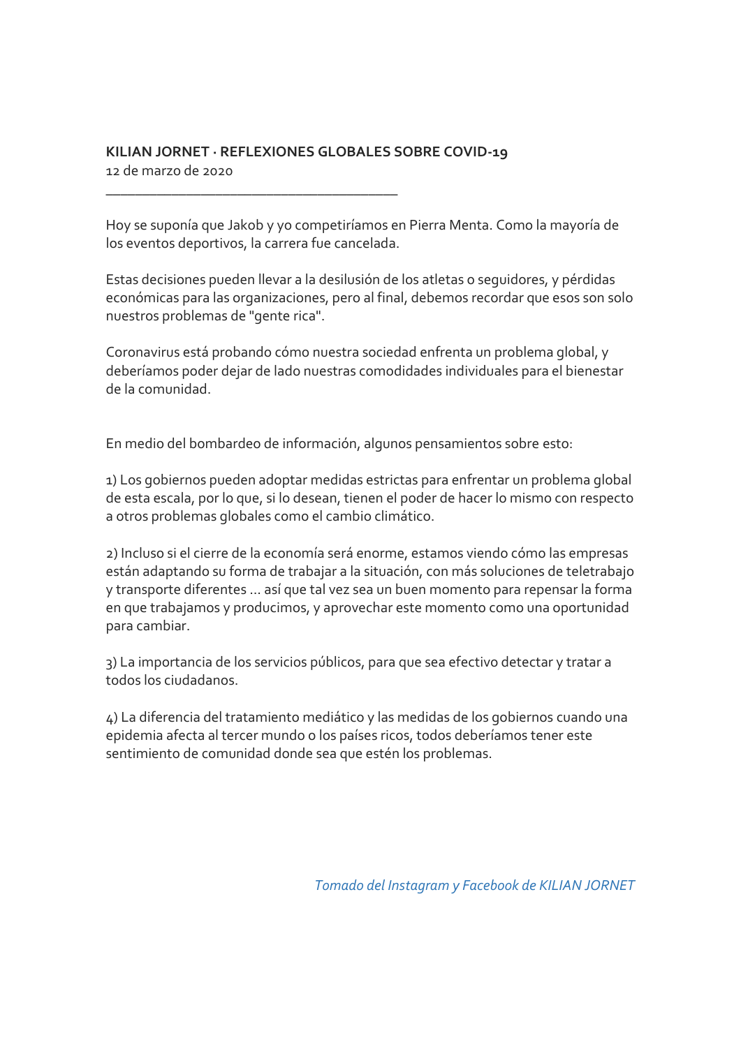**KILIAN JORNET · REFLEXIONES GLOBALES SOBRE COVID-19**

12 de marzo de 2020

---

Hoy se suponía que Jakob y yo competiríamos en Pierra Menta. Como la mayoría de los eventos deportivos, la carrera fue cancelada.

Estas decisiones pueden llevar a la desilusión de los atletas o seguidores, y pérdidas económicas para las organizaciones, pero al final, debemos recordar que esos son solo nuestros problemas de "gente rica".

Coronavirus está probando cómo nuestra sociedad enfrenta un problema global, y deberíamos poder dejar de lado nuestras comodidades individuales para el bienestar de la comunidad.

En medio del bombardeo de información, algunos pensamientos sobre esto:

1) Los gobiernos pueden adoptar medidas estrictas para enfrentar un problema global de esta escala, por lo que, si lo desean, tienen el poder de hacer lo mismo con respecto a otros problemas globales como el cambio climático.

2) Incluso si el cierre de la economía será enorme, estamos viendo cómo las empresas están adaptando su forma de trabajar a la situación, con más soluciones de teletrabajo y transporte diferentes ... así que tal vez sea un buen momento para repensar la forma en que trabajamos y producimos, y aprovechar este momento como una oportunidad para cambiar.

3) La importancia de los servicios públicos, para que sea efectivo detectar y tratar a todos los ciudadanos.

4) La diferencia del tratamiento mediático y las medidas de los gobiernos cuando una epidemia afecta al tercer mundo o los países ricos, todos deberíamos tener este sentimiento de comunidad donde sea que estén los problemas.

*Tomado del Instagram y Facebook de KILIAN JORNET*